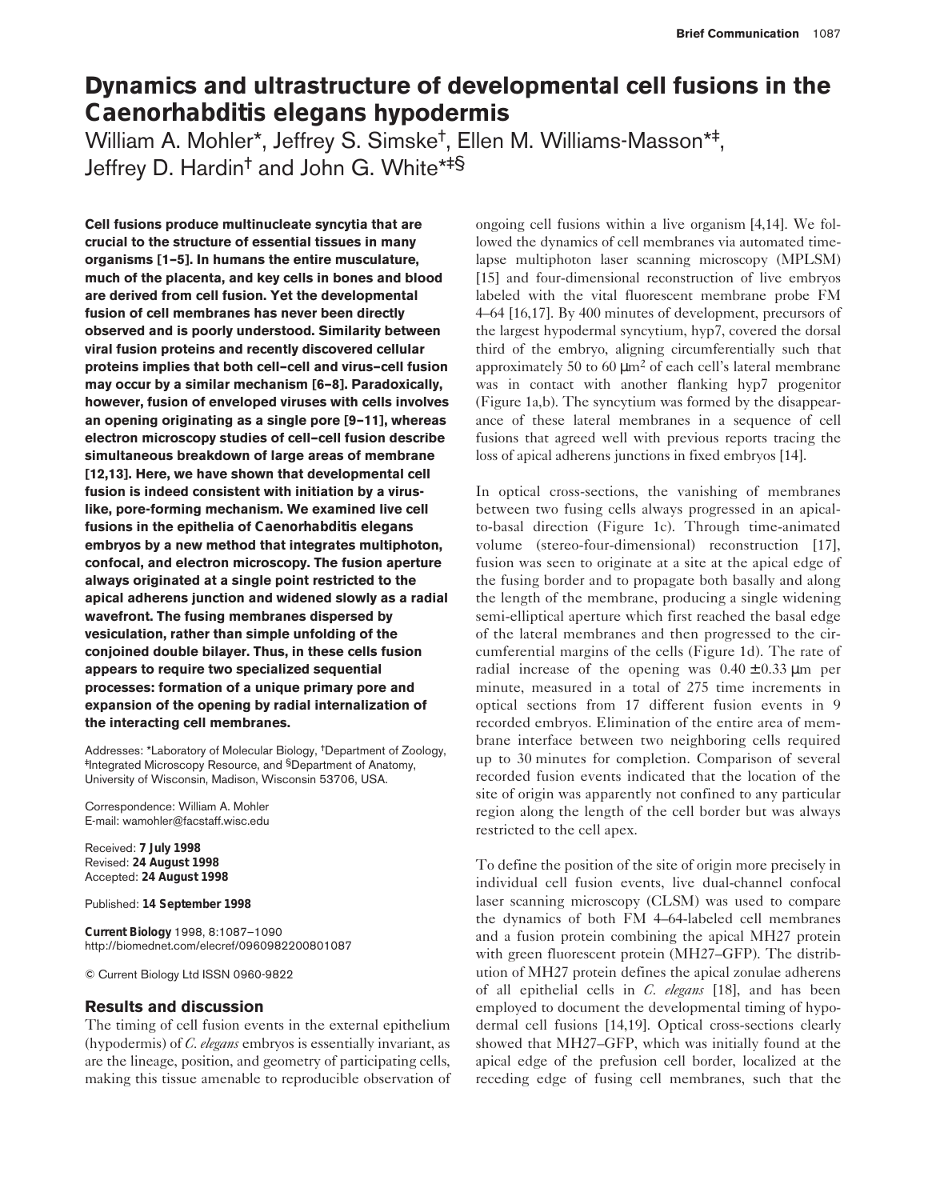# Dynamics and ultrastructure of developmental cell fusions in the *Caenorhabditis elegans* hypodermis

William A. Mohler*, Jeffrey S. Simske[†], Ellen M. Williams-Masson*[‡], Jeffrey D. Hardin[†] and John G. White*[‡§]

**Cell fusions produce multinucleate syncytia that are crucial to the structure of essential tissues in many organisms [1–5]. In humans the entire musculature, much of the placenta, and key cells in bones and blood are derived from cell fusion. Yet the developmental fusion of cell membranes has never been directly observed and is poorly understood. Similarity between viral fusion proteins and recently discovered cellular proteins implies that both cell–cell and virus–cell fusion may occur by a similar mechanism [6–8]. Paradoxically, however, fusion of enveloped viruses with cells involves an opening originating as a single pore [9–11], whereas electron microscopy studies of cell–cell fusion describe simultaneous breakdown of large areas of membrane [12,13]. Here, we have shown that developmental cell fusion is indeed consistent with initiation by a virus-like, pore-forming mechanism. We examined live cell fusions in the epithelia of *Caenorhabditis elegans* embryos by a new method that integrates multiphoton, confocal, and electron microscopy. The fusion aperture always originated at a single point restricted to the apical adherens junction and widened slowly as a radial wavefront. The fusing membranes dispersed by vesiculation, rather than simple unfolding of the conjoined double bilayer. Thus, in these cells fusion appears to require two specialized sequential processes: formation of a unique primary pore and expansion of the opening by radial internalization of the interacting cell membranes.**

Addresses: *Laboratory of Molecular Biology, [†]Department of Zoology, [‡]Integrated Microscopy Resource, and [§]Department of Anatomy, University of Wisconsin, Madison, Wisconsin 53706, USA.

Correspondence: William A. Mohler
E-mail: wamohler@facstaff.wisc.edu

Received: **7 July 1998**
Revised: **24 August 1998**
Accepted: **24 August 1998**

Published: **14 September 1998**

**Current Biology** 1998, 8:1087–1090
http://biomednet.com/elecref/0960982200801087

© Current Biology Ltd ISSN 0960-9822

## Results and discussion

The timing of cell fusion events in the external epithelium (hypodermis) of *C. elegans* embryos is essentially invariant, as are the lineage, position, and geometry of participating cells, making this tissue amenable to reproducible observation of ongoing cell fusions within a live organism [4,14]. We followed the dynamics of cell membranes via automated time-lapse multiphoton laser scanning microscopy (MPLSM) [15] and four-dimensional reconstruction of live embryos labeled with the vital fluorescent membrane probe FM 4–64 [16,17]. By 400 minutes of development, precursors of the largest hypodermal syncytium, hyp7, covered the dorsal third of the embryo, aligning circumferentially such that approximately 50 to 60 $\mu m^2$ of each cell's lateral membrane was in contact with another flanking hyp7 progenitor (Figure 1a,b). The syncytium was formed by the disappearance of these lateral membranes in a sequence of cell fusions that agreed well with previous reports tracing the loss of apical adherens junctions in fixed embryos [14].

In optical cross-sections, the vanishing of membranes between two fusing cells always progressed in an apical-to-basal direction (Figure 1c). Through time-animated volume (stereo-four-dimensional) reconstruction [17], fusion was seen to originate at a site at the apical edge of the fusing border and to propagate both basally and along the length of the membrane, producing a single widening semi-elliptical aperture which first reached the basal edge of the lateral membranes and then progressed to the circumferential margins of the cells (Figure 1d). The rate of radial increase of the opening was $0.40 \pm 0.33$ μm per minute, measured in a total of 275 time increments in optical sections from 17 different fusion events in 9 recorded embryos. Elimination of the entire area of membrane interface between two neighboring cells required up to 30 minutes for completion. Comparison of several recorded fusion events indicated that the location of the site of origin was apparently not confined to any particular region along the length of the cell border but was always restricted to the cell apex.

To define the position of the site of origin more precisely in individual cell fusion events, live dual-channel confocal laser scanning microscopy (CLSM) was used to compare the dynamics of both FM 4–64-labeled cell membranes and a fusion protein combining the apical MH27 protein with green fluorescent protein (MH27–GFP). The distribution of MH27 protein defines the apical zonulae adherens of all epithelial cells in *C. elegans* [18], and has been employed to document the developmental timing of hypodermal cell fusions [14,19]. Optical cross-sections clearly showed that MH27–GFP, which was initially found at the apical edge of the prefusion cell border, localized at the receding edge of fusing cell membranes, such that the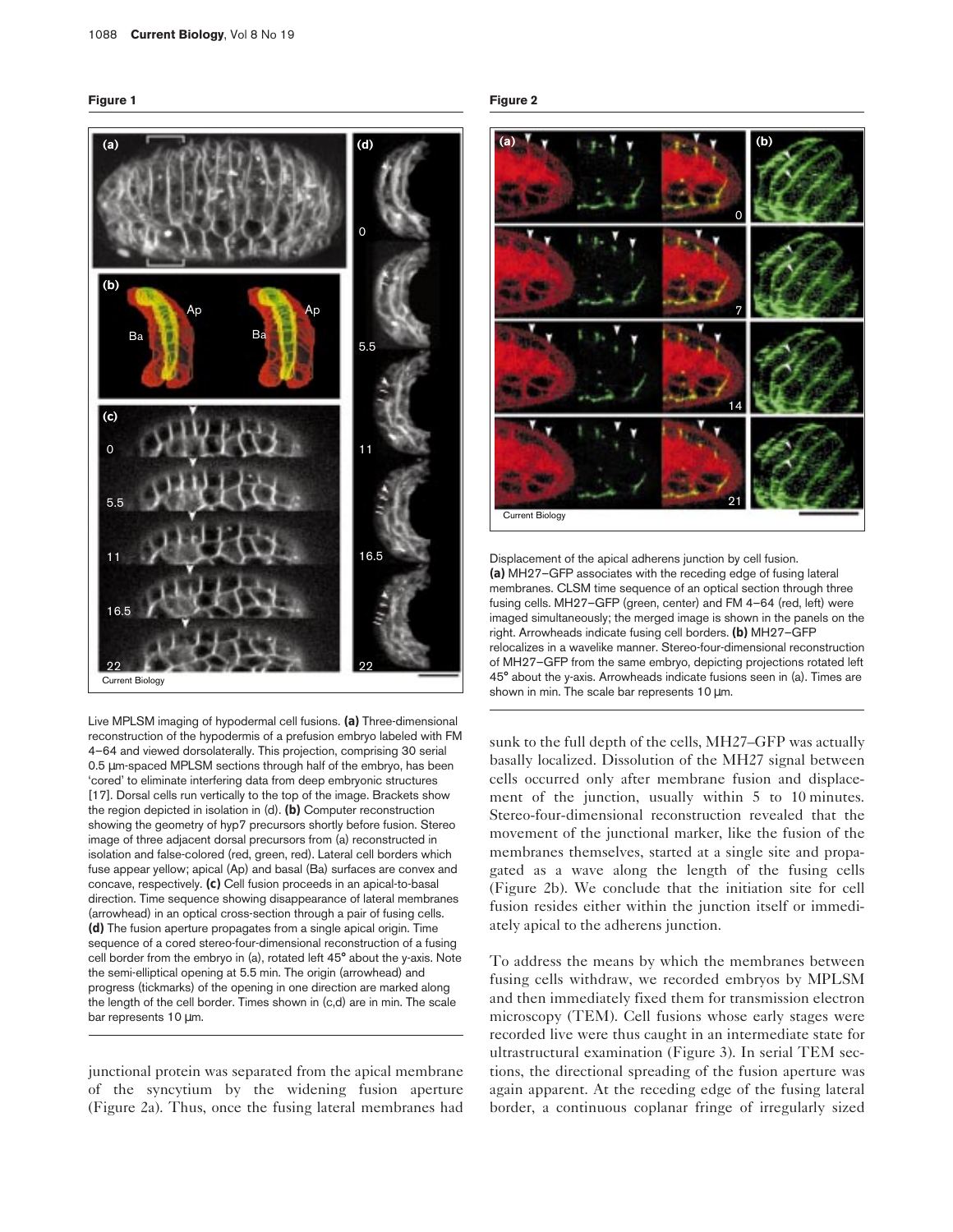**Figure 1**

Live MPLSM imaging of hypodermal cell fusions. **(a)** Three-dimensional reconstruction of the hypodermis of a prefusion embryo labeled with FM 4–64 and viewed dorsolaterally. This projection, comprising 30 serial 0.5 μm-spaced MPLSM sections through half of the embryo, has been 'cored' to eliminate interfering data from deep embryonic structures [17]. Dorsal cells run vertically to the top of the image. Brackets show the region depicted in isolation in (d). **(b)** Computer reconstruction showing the geometry of hyp7 precursors shortly before fusion. Stereo image of three adjacent dorsal precursors from (a) reconstructed in isolation and false-colored (red, green, red). Lateral cell borders which fuse appear yellow; apical (Ap) and basal (Ba) surfaces are convex and concave, respectively. **(c)** Cell fusion proceeds in an apical-to-basal direction. Time sequence showing disappearance of lateral membranes (arrowhead) in an optical cross-section through a pair of fusing cells. **(d)** The fusion aperture propagates from a single apical origin. Time sequence of a cored stereo-four-dimensional reconstruction of a fusing cell border from the embryo in (a), rotated left 45° about the y-axis. Note the semi-elliptical opening at 5.5 min. The origin (arrowhead) and progress (tickmarks) of the opening in one direction are marked along the length of the cell border. Times shown in (c,d) are in min. The scale bar represents 10 μm.

**Figure 2**

Displacement of the apical adherens junction by cell fusion. **(a)** MH27–GFP associates with the receding edge of fusing lateral membranes. CLSM time sequence of an optical section through three fusing cells. MH27–GFP (green, center) and FM 4–64 (red, left) were imaged simultaneously; the merged image is shown in the panels on the right. Arrowheads indicate fusing cell borders. **(b)** MH27–GFP relocalizes in a wavelike manner. Stereo-four-dimensional reconstruction of MH27–GFP from the same embryo, depicting projections rotated left 45° about the y-axis. Arrowheads indicate fusions seen in (a). Times are shown in min. The scale bar represents 10 μm.

junctional protein was separated from the apical membrane of the syncytium by the widening fusion aperture (Figure 2a). Thus, once the fusing lateral membranes had sunk to the full depth of the cells, MH27–GFP was actually basally localized. Dissolution of the MH27 signal between cells occurred only after membrane fusion and displacement of the junction, usually within 5 to 10 minutes. Stereo-four-dimensional reconstruction revealed that the movement of the junctional marker, like the fusion of the membranes themselves, started at a single site and propagated as a wave along the length of the fusing cells (Figure 2b). We conclude that the initiation site for cell fusion resides either within the junction itself or immediately apical to the adherens junction.

To address the means by which the membranes between fusing cells withdraw, we recorded embryos by MPLSM and then immediately fixed them for transmission electron microscopy (TEM). Cell fusions whose early stages were recorded live were thus caught in an intermediate state for ultrastructural examination (Figure 3). In serial TEM sections, the directional spreading of the fusion aperture was again apparent. At the receding edge of the fusing lateral border, a continuous coplanar fringe of irregularly sized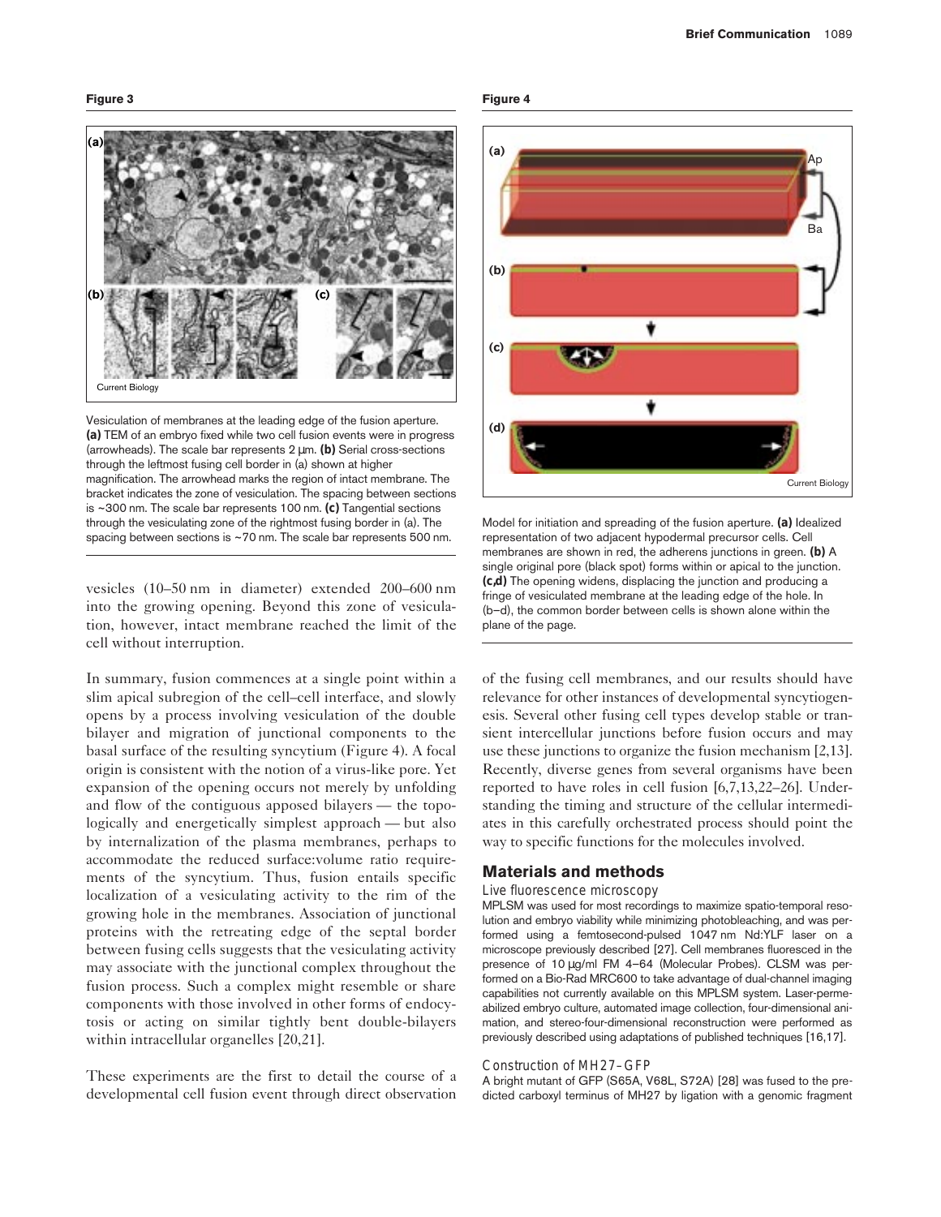**Figure 3**

Vesiculation of membranes at the leading edge of the fusion aperture. **(a)** TEM of an embryo fixed while two cell fusion events were in progress (arrowheads). The scale bar represents 2 µm. **(b)** Serial cross-sections through the leftmost fusing cell border in (a) shown at higher magnification. The arrowhead marks the region of intact membrane. The bracket indicates the zone of vesiculation. The spacing between sections is ~300 nm. The scale bar represents 100 nm. **(c)** Tangential sections through the vesiculating zone of the rightmost fusing border in (a). The spacing between sections is ~70 nm. The scale bar represents 500 nm.

**Figure 4**

Model for initiation and spreading of the fusion aperture. **(a)** Idealized representation of two adjacent hypodermal precursor cells. Cell membranes are shown in red, the adherens junctions in green. **(b)** A single original pore (black spot) forms within or apical to the junction. **(c,d)** The opening widens, displacing the junction and producing a fringe of vesiculated membrane at the leading edge of the hole. In (b–d), the common border between cells is shown alone within the plane of the page.

vesicles (10–50 nm in diameter) extended 200–600 nm into the growing opening. Beyond this zone of vesiculation, however, intact membrane reached the limit of the cell without interruption.

In summary, fusion commences at a single point within a slim apical subregion of the cell–cell interface, and slowly opens by a process involving vesiculation of the double bilayer and migration of junctional components to the basal surface of the resulting syncytium (Figure 4). A focal origin is consistent with the notion of a virus-like pore. Yet expansion of the opening occurs not merely by unfolding and flow of the contiguous apposed bilayers — the topologically and energetically simplest approach — but also by internalization of the plasma membranes, perhaps to accommodate the reduced surface:volume ratio requirements of the syncytium. Thus, fusion entails specific localization of a vesiculating activity to the rim of the growing hole in the membranes. Association of junctional proteins with the retreating edge of the septal border between fusing cells suggests that the vesiculating activity may associate with the junctional complex throughout the fusion process. Such a complex might resemble or share components with those involved in other forms of endocytosis or acting on similar tightly bent double-bilayers within intracellular organelles [20,21].

These experiments are the first to detail the course of a developmental cell fusion event through direct observation of the fusing cell membranes, and our results should have relevance for other instances of developmental syncytiogenesis. Several other fusing cell types develop stable or transient intercellular junctions before fusion occurs and may use these junctions to organize the fusion mechanism [2,13]. Recently, diverse genes from several organisms have been reported to have roles in cell fusion [6,7,13,22–26]. Understanding the timing and structure of the cellular intermediates in this carefully orchestrated process should point the way to specific functions for the molecules involved.

## Materials and methods

### Live fluorescence microscopy

MPLSM was used for most recordings to maximize spatio-temporal resolution and embryo viability while minimizing photobleaching, and was performed using a femtosecond-pulsed 1047 nm Nd:YLF laser on a microscope previously described [27]. Cell membranes fluoresced in the presence of 10 µg/ml FM 4–64 (Molecular Probes). CLSM was performed on a Bio-Rad MRC600 to take advantage of dual-channel imaging capabilities not currently available on this MPLSM system. Laser-permeabilized embryo culture, automated image collection, four-dimensional animation, and stereo-four-dimensional reconstruction were performed as previously described using adaptations of published techniques [16,17].

### Construction of MH27–GFP

A bright mutant of GFP (S65A, V68L, S72A) [28] was fused to the predicted carboxyl terminus of MH27 by ligation with a genomic fragment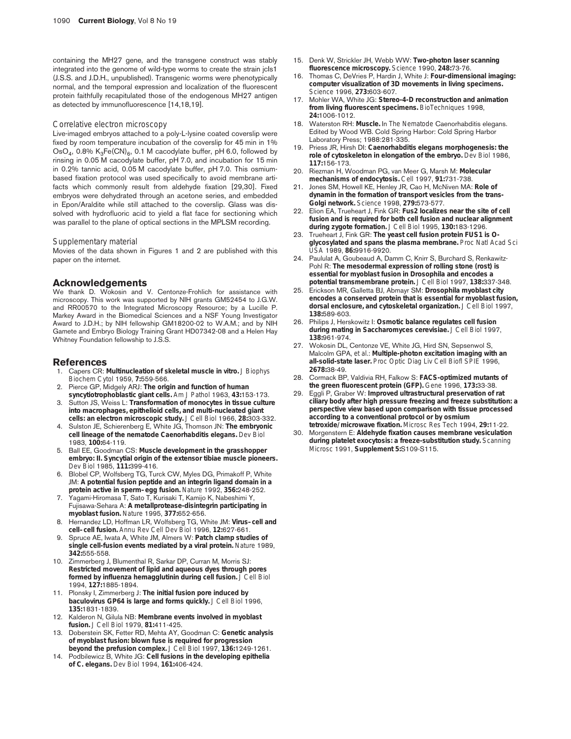containing the MH27 gene, and the transgene construct was stably integrated into the genome of wild-type worms to create the strain jcIs1 (J.S.S. and J.D.H., unpublished). Transgenic worms were phenotypically normal, and the temporal expression and localization of the fluorescent protein faithfully recapitulated those of the endogenous MH27 antigen as detected by immunofluorescence [14,18,19].

### Correlative electron microscopy

Live-imaged embryos attached to a poly-L-lysine coated coverslip were fixed by room temperature incubation of the coverslip for 45 min in 1% $OsO_4$, 0.8% $K_3Fe(CN)_6$, 0.1 M cacodylate buffer, pH 6.0, followed by rinsing in 0.05 M cacodylate buffer, pH 7.0, and incubation for 15 min in 0.2% tannic acid, 0.05 M cacodylate buffer, pH 7.0. This osmium-based fixation protocol was used specifically to avoid membrane artifacts which commonly result from aldehyde fixation [29,30]. Fixed embryos were dehydrated through an acetone series, and embedded in Epon/Araldite while still attached to the coverslip. Glass was dissolved with hydrofluoric acid to yield a flat face for sectioning which was parallel to the plane of optical sections in the MPLSM recording.

### Supplementary material

Movies of the data shown in Figures 1 and 2 are published with this paper on the internet.

## Acknowledgements

We thank D. Wokosin and V. Centonze-Frohlich for assistance with microscopy. This work was supported by NIH grants GM52454 to J.G.W. and RR00570 to the Integrated Microscopy Resource; by a Lucille P. Markey Award in the Biomedical Sciences and a NSF Young Investigator Award to J.D.H.; by NIH fellowship GM18200-02 to W.A.M.; and by NIH Gamete and Embryo Biology Training Grant HD07342-08 and a Helen Hay Whitney Foundation fellowship to J.S.S.

## References

1. Capers CR: **Multinucleation of skeletal muscle in vitro.** *J Biophys Biochem Cytol* 1959, **7:**559-566.
2. Pierce GP, Midgely ARJ: **The origin and function of human syncytiotrophoblastic giant cells.** *Am J Pathol* 1963, **43:**153-173.
3. Sutton JS, Weiss L: **Transformation of monocytes in tissue culture into macrophages, epithelioid cells, and multi-nucleated giant cells: an electron microscopic study.** *J Cell Biol* 1966, **28:**303-332.
4. Sulston JE, Schierenberg E, White JG, Thomson JN: **The embryonic cell lineage of the nematode Caenorhabditis elegans.** *Dev Biol* 1983, **100:**64-119.
5. Ball EE, Goodman CS: **Muscle development in the grasshopper embryo: II. Syncytial origin of the extensor tibiae muscle pioneers.** *Dev Biol* 1985, **111:**399-416.
6. Blobel CP, Wolfsberg TG, Turck CW, Myles DG, Primakoff P, White JM: **A potential fusion peptide and an integrin ligand domain in a protein active in sperm–egg fusion.** *Nature* 1992, **356:**248-252.
7. Yagami-Hiromasa T, Sato T, Kurisaki T, Kamijo K, Nabeshimi Y, Fujisawa-Sehara A: **A metallprotease-disintegrin participating in myoblast fusion.** *Nature* 1995, **377:**652-656.
8. Hernandez LD, Hoffman LR, Wolfsberg TG, White JM: **Virus–cell and cell–cell fusion.** *Annu Rev Cell Dev Biol* 1996, **12:**627-661.
9. Spruce AE, Iwata A, White JM, Almers W: **Patch clamp studies of single cell-fusion events mediated by a viral protein.** *Nature* 1989, **342:**555-558.
10. Zimmerberg J, Blumenthal R, Sarkar DP, Curran M, Morris SJ: **Restricted movement of lipid and aqueous dyes through pores formed by influenza hemagglutinin during cell fusion.** *J Cell Biol* 1994, **127:**1885-1894.
11. Plonsky I, Zimmerberg J: **The initial fusion pore induced by baculovirus GP64 is large and forms quickly.** *J Cell Biol* 1996, **135:**1831-1839.
12. Kalderon N, Gilula NB: **Membrane events involved in myoblast fusion.** *J Cell Biol* 1979, **81:**411-425.
13. Doberstein SK, Fetter RD, Mehta AY, Goodman C: **Genetic analysis of myoblast fusion: blown fuse is required for progression beyond the prefusion complex.** *J Cell Biol* 1997, **136:**1249-1261.
14. Podbilewicz B, White JG: **Cell fusions in the developing epithelia of C. elegans.** *Dev Biol* 1994, **161:**406-424.
15. Denk W, Strickler JH, Webb WW: **Two-photon laser scanning fluorescence microscopy.** *Science* 1990, **248:**73-76.
16. Thomas C, DeVries P, Hardin J, White J: **Four-dimensional imaging: computer visualization of 3D movements in living specimens.** *Science* 1996, **273:**603-607.
17. Mohler WA, White JG: **Stereo-4-D reconstruction and animation from living fluorescent specimens.** *BioTechniques* 1998, **24:**1006-1012.
18. Waterston RH: **Muscle.** In *The Nematode Caenorhabditis elegans.* Edited by Wood WB. Cold Spring Harbor: Cold Spring Harbor Laboratory Press; 1988:281-335.
19. Priess JR, Hirsh DI: **Caenorhabditis elegans morphogenesis: the role of cytoskeleton in elongation of the embryo.** *Dev Biol* 1986, **117:**156-173.
20. Riezman H, Woodman PG, van Meer G, Marsh M: **Molecular mechanisms of endocytosis.** *Cell* 1997, **91:**731-738.
21. Jones SM, Howell KE, Henley JR, Cao H, McNiven MA: **Role of dynamin in the formation of transport vesicles from the trans-Golgi network.** *Science* 1998, **279:**573-577.
22. Elion EA, Trueheart J, Fink GR: **Fus2 localizes near the site of cell fusion and is required for both cell fusion and nuclear alignment during zygote formation.** *J Cell Biol* 1995, **130:**183-1296.
23. Trueheart J, Fink GR: **The yeast cell fusion protein FUS1 is O-glycosylated and spans the plasma membrane.** *Proc Natl Acad Sci USA* 1989, **86:**9916-9920.
24. Paululat A, Goubeaud A, Damm C, Knirr S, Burchard S, Renkawitz-Pohl R: **The mesodermal expression of rolling stone (rost) is essential for myoblast fusion in Drosophila and encodes a potential transmembrane protein.** *J Cell Biol* 1997, **138:**337-348.
25. Erickson MR, Galletta BJ, Abmayr SM: **Drosophila myoblast city encodes a conserved protein that is essential for myoblast fusion, dorsal enclosure, and cytoskeletal organization.** *J Cell Biol* 1997, **138:**589-603.
26. Philips J, Herskowitz I: **Osmotic balance regulates cell fusion during mating in Saccharomyces cerevisiae.** *J Cell Biol* 1997, **138:**961-974.
27. Wokosin DL, Centonze VE, White JG, Hird SN, Sepsenwol S, Malcolm GPA, et al.: **Multiple-photon excitation imaging with an all-solid-state laser.** *Proc Optic Diag Liv Cell Biofl SPIE* 1996, **2678:**38-49.
28. Cormack BP, Valdivia RH, Falkow S: **FACS-optimized mutants of the green fluorescent protein (GFP).** *Gene* 1996, **173:**33-38.
29. Eggli P, Graber W: **Improved ultrastructural preservation of rat ciliary body after high pressure freezing and freeze substitution: a perspective view based upon comparison with tissue processed according to a conventional protocol or by osmium tetroxide/microwave fixation.** *Microsc Res Tech* 1994, **29:**11-22.
30. Morgenstern E: **Aldehyde fixation causes membrane vesiculation during platelet exocytosis: a freeze-substitution study.** *Scanning Microsc* 1991, **Supplement 5:**S109-S115.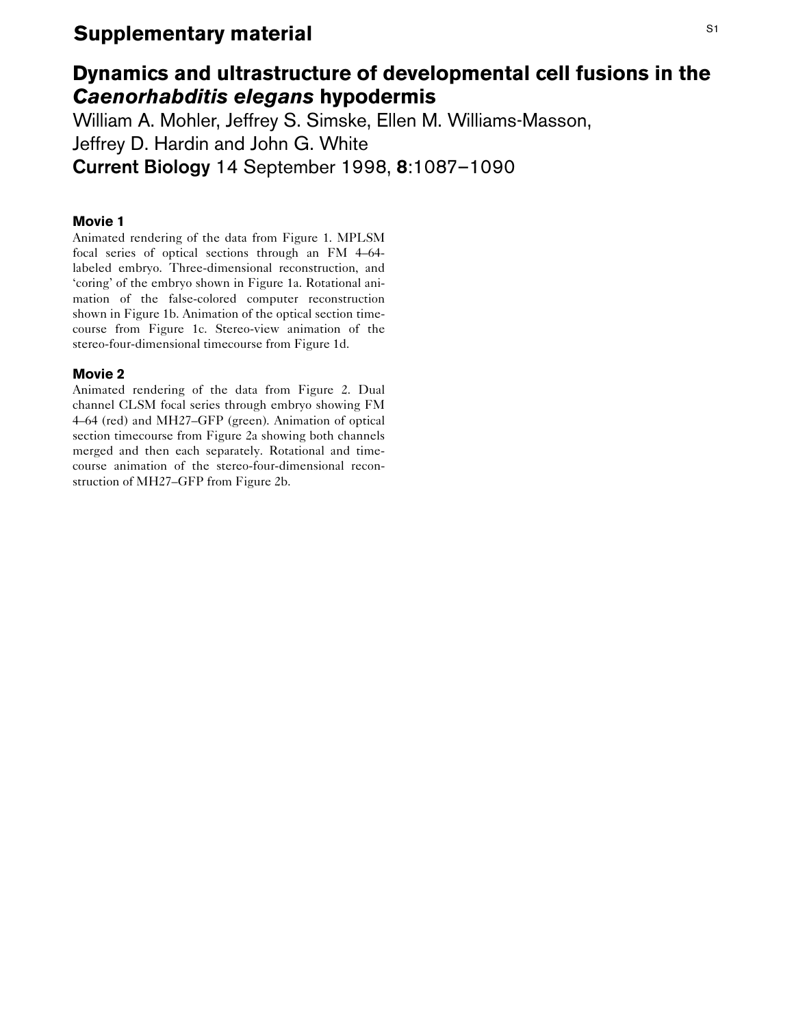# Supplementary material

## Dynamics and ultrastructure of developmental cell fusions in the *Caenorhabditis elegans* hypodermis

William A. Mohler, Jeffrey S. Simske, Ellen M. Williams-Masson, Jeffrey D. Hardin and John G. White

**Current Biology** 14 September 1998, **8**:1087–1090

### Movie 1

Animated rendering of the data from Figure 1. MPLSM focal series of optical sections through an FM 4–64-labeled embryo. Three-dimensional reconstruction, and 'coring' of the embryo shown in Figure 1a. Rotational animation of the false-colored computer reconstruction shown in Figure 1b. Animation of the optical section timecourse from Figure 1c. Stereo-view animation of the stereo-four-dimensional timecourse from Figure 1d.

### Movie 2

Animated rendering of the data from Figure 2. Dual channel CLSM focal series through embryo showing FM 4–64 (red) and MH27–GFP (green). Animation of optical section timecourse from Figure 2a showing both channels merged and then each separately. Rotational and timecourse animation of the stereo-four-dimensional reconstruction of MH27–GFP from Figure 2b.